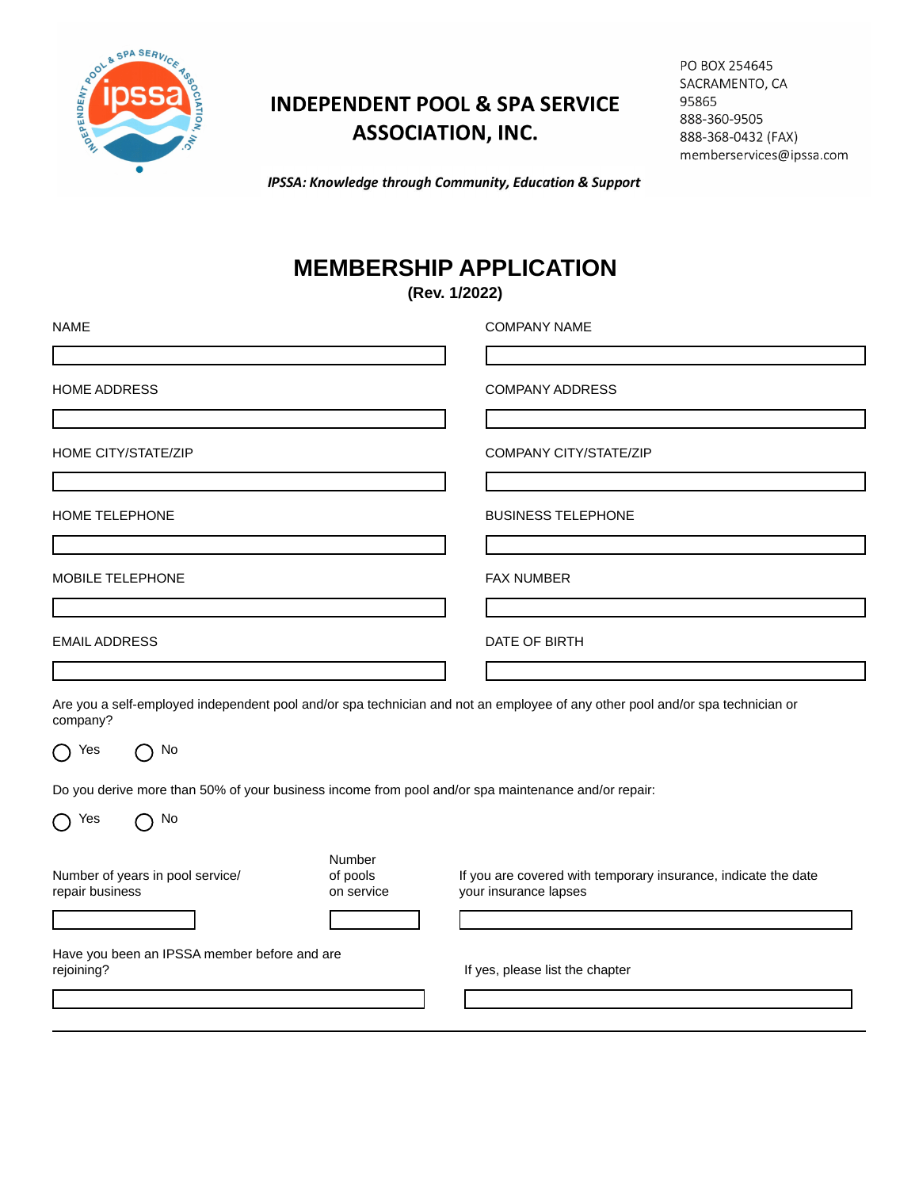# INDEPENDENT POOL & SPA SERVICE ASSOCIATION, INC.

PO BOX 254645
SACRAMENTO, CA
95865
888-360-9505
888-368-0432 (FAX)
memberservices@ipssa.com

*IPSSA: Knowledge through Community, Education & Support*

## MEMBERSHIP APPLICATION

**(Rev. 1/2022)**

NAME

COMPANY NAME

HOME ADDRESS

COMPANY ADDRESS

HOME CITY/STATE/ZIP

COMPANY CITY/STATE/ZIP

HOME TELEPHONE

BUSINESS TELEPHONE

MOBILE TELEPHONE

FAX NUMBER

EMAIL ADDRESS

DATE OF BIRTH

Are you a self-employed independent pool and/or spa technician and not an employee of any other pool and/or spa technician or company?

○ Yes ○ No

Do you derive more than 50% of your business income from pool and/or spa maintenance and/or repair:

○ Yes ○ No

Number of years in pool service/ repair business

Number of pools on service

If you are covered with temporary insurance, indicate the date your insurance lapses

Have you been an IPSSA member before and are rejoining?

If yes, please list the chapter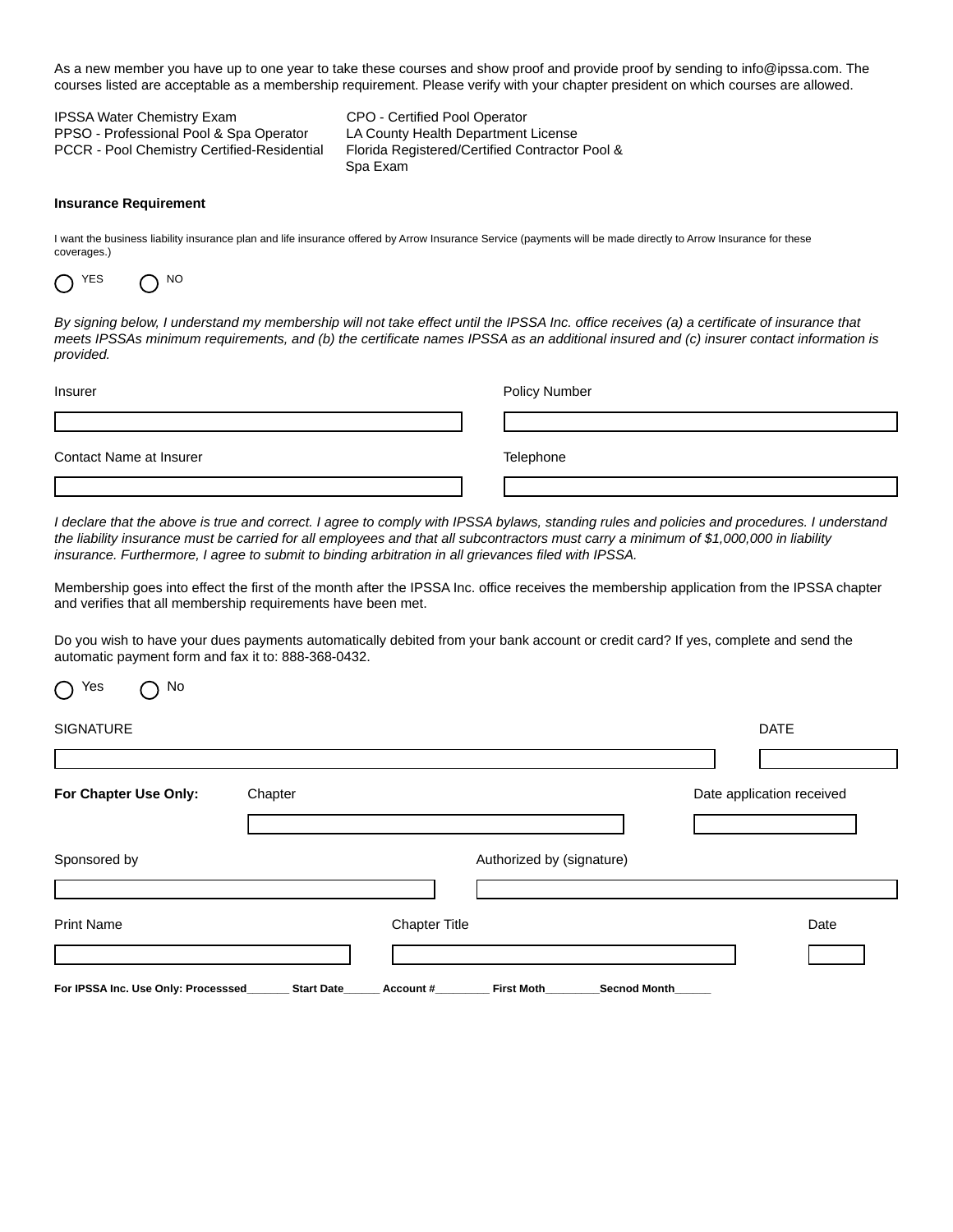As a new member you have up to one year to take these courses and show proof and provide proof by sending to info@ipssa.com. The courses listed are acceptable as a membership requirement. Please verify with your chapter president on which courses are allowed.

- IPSSA Water Chemistry Exam
- PPSO - Professional Pool & Spa Operator
- PCCR - Pool Chemistry Certified-Residential
- CPO - Certified Pool Operator
- LA County Health Department License
- Florida Registered/Certified Contractor Pool & Spa Exam

**Insurance Requirement**

I want the business liability insurance plan and life insurance offered by Arrow Insurance Service (payments will be made directly to Arrow Insurance for these coverages.)

◯ YES ◯ NO

*By signing below, I understand my membership will not take effect until the IPSSA Inc. office receives (a) a certificate of insurance that meets IPSSAs minimum requirements, and (b) the certificate names IPSSA as an additional insured and (c) insurer contact information is provided.*

Insurer ______________________ Policy Number ______________________

Contact Name at Insurer ______________________ Telephone ______________________

*I declare that the above is true and correct. I agree to comply with IPSSA bylaws, standing rules and policies and procedures. I understand the liability insurance must be carried for all employees and that all subcontractors must carry a minimum of $1,000,000 in liability insurance. Furthermore, I agree to submit to binding arbitration in all grievances filed with IPSSA.*

Membership goes into effect the first of the month after the IPSSA Inc. office receives the membership application from the IPSSA chapter and verifies that all membership requirements have been met.

Do you wish to have your dues payments automatically debited from your bank account or credit card? If yes, complete and send the automatic payment form and fax it to: 888-368-0432.

◯ Yes ◯ No

SIGNATURE ______________________ DATE __________

**For Chapter Use Only:** Chapter ______________________ Date application received __________

Sponsored by ______________________ Authorized by (signature) ______________________

Print Name ______________________ Chapter Title ______________________ Date __________

**For IPSSA Inc. Use Only: Processsed_______ Start Date______ Account #_________ First Moth_________Secnod Month______**